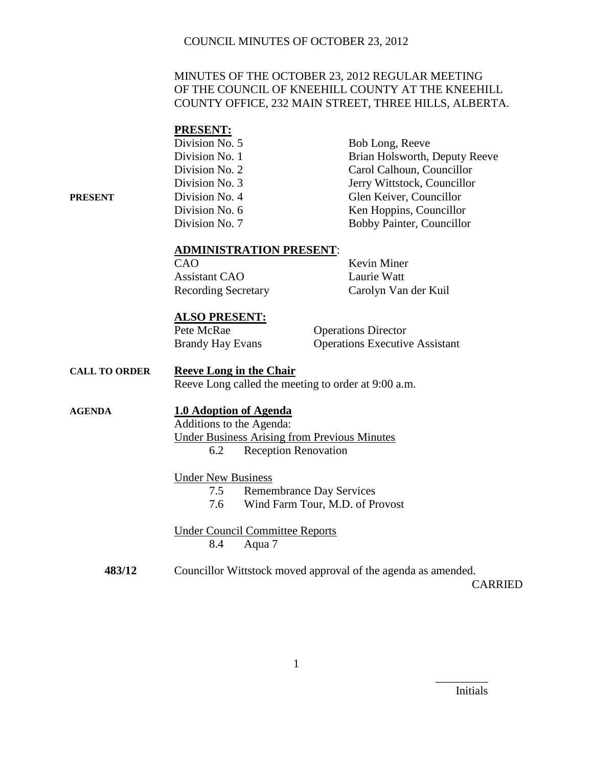# COUNCIL MINUTES OF OCTOBER 23, 2012

MINUTES OF THE OCTOBER 23, 2012 REGULAR MEETING OF THE COUNCIL OF KNEEHILL COUNTY AT THE KNEEHILL COUNTY OFFICE, 232 MAIN STREET, THREE HILLS, ALBERTA.

**PRESENT**

**PRESENT:**

| | |
|---|---|
| Division No. 5 | Bob Long, Reeve |
| Division No. 1 | Brian Holsworth, Deputy Reeve |
| Division No. 2 | Carol Calhoun, Councillor |
| Division No. 3 | Jerry Wittstock, Councillor |
| Division No. 4 | Glen Keiver, Councillor |
| Division No. 6 | Ken Hoppins, Councillor |
| Division No. 7 | Bobby Painter, Councillor |

**ADMINISTRATION PRESENT**:

| | |
|---|---|
| CAO | Kevin Miner |
| Assistant CAO | Laurie Watt |
| Recording Secretary | Carolyn Van der Kuil |

**ALSO PRESENT:**

| | |
|---|---|
| Pete McRae | Operations Director |
| Brandy Hay Evans | Operations Executive Assistant |

**CALL TO ORDER**

**Reeve Long in the Chair**

Reeve Long called the meeting to order at 9:00 a.m.

**AGENDA**

**1.0 Adoption of Agenda**

Additions to the Agenda:

Under Business Arising from Previous Minutes
- 6.2 Reception Renovation

Under New Business
- 7.5 Remembrance Day Services
- 7.6 Wind Farm Tour, M.D. of Provost

Under Council Committee Reports
- 8.4 Aqua 7

**483/12** Councillor Wittstock moved approval of the agenda as amended.

CARRIED

Initials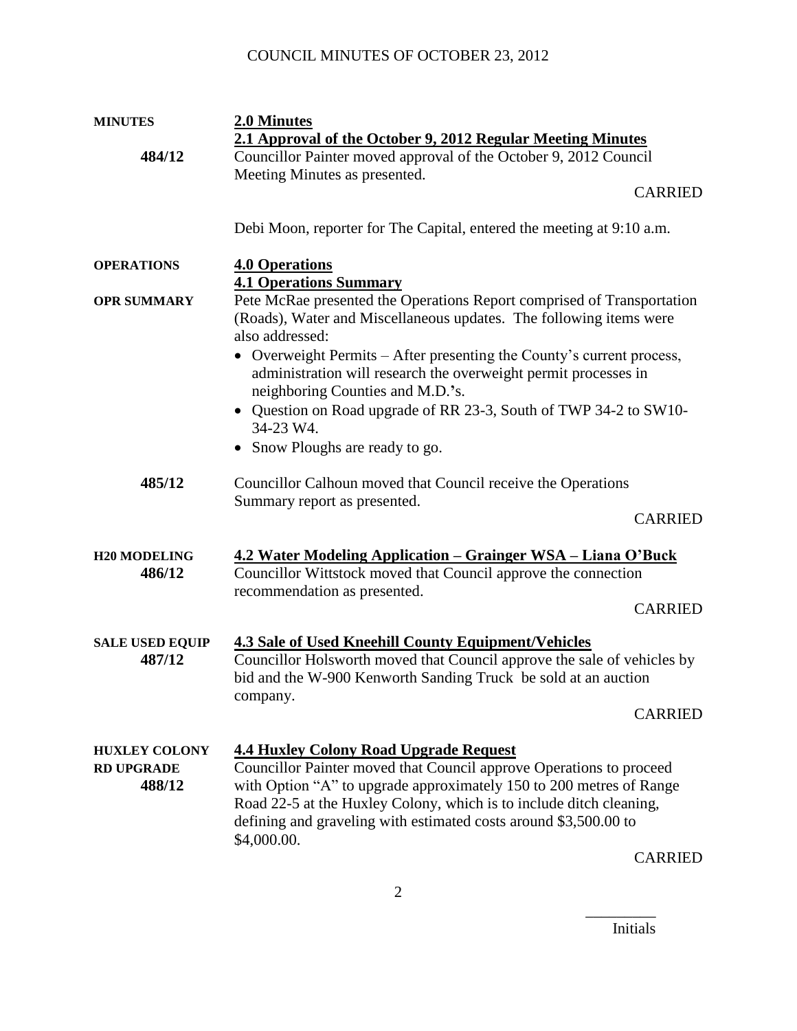**MINUTES** — **2.0 Minutes**

**2.1 Approval of the October 9, 2012 Regular Meeting Minutes**

**484/12** — Councillor Painter moved approval of the October 9, 2012 Council Meeting Minutes as presented.

CARRIED

Debi Moon, reporter for The Capital, entered the meeting at 9:10 a.m.

**OPERATIONS** — **4.0 Operations**

**4.1 Operations Summary**

**OPR SUMMARY** — Pete McRae presented the Operations Report comprised of Transportation (Roads), Water and Miscellaneous updates. The following items were also addressed:

- Overweight Permits – After presenting the County's current process, administration will research the overweight permit processes in neighboring Counties and M.D.'s.
- Question on Road upgrade of RR 23-3, South of TWP 34-2 to SW10-34-23 W4.
- Snow Ploughs are ready to go.

**485/12** — Councillor Calhoun moved that Council receive the Operations Summary report as presented.

CARRIED

**H20 MODELING** — **4.2 Water Modeling Application – Grainger WSA – Liana O'Buck**

**486/12** — Councillor Wittstock moved that Council approve the connection recommendation as presented.

CARRIED

**SALE USED EQUIP** — **4.3 Sale of Used Kneehill County Equipment/Vehicles**

**487/12** — Councillor Holsworth moved that Council approve the sale of vehicles by bid and the W-900 Kenworth Sanding Truck be sold at an auction company.

CARRIED

**HUXLEY COLONY RD UPGRADE** — **4.4 Huxley Colony Road Upgrade Request**

**488/12** — Councillor Painter moved that Council approve Operations to proceed with Option "A" to upgrade approximately 150 to 200 metres of Range Road 22-5 at the Huxley Colony, which is to include ditch cleaning, defining and graveling with estimated costs around $3,500.00 to $4,000.00.

CARRIED

Initials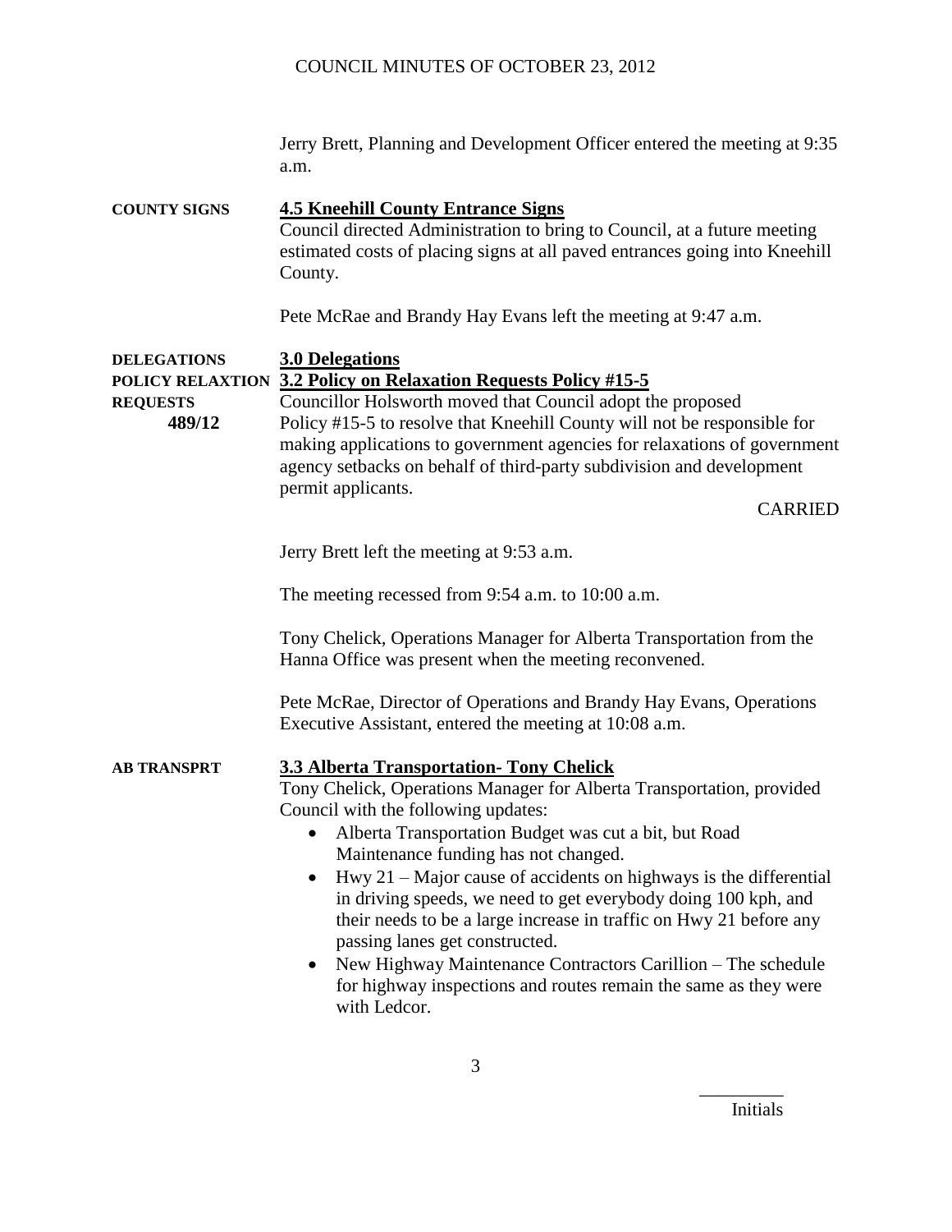Jerry Brett, Planning and Development Officer entered the meeting at 9:35 a.m.

**COUNTY SIGNS**

**4.5 Kneehill County Entrance Signs**

Council directed Administration to bring to Council, at a future meeting estimated costs of placing signs at all paved entrances going into Kneehill County.

Pete McRae and Brandy Hay Evans left the meeting at 9:47 a.m.

**DELEGATIONS**

**3.0 Delegations**

**POLICY RELAXTION REQUESTS**
**489/12**

**3.2 Policy on Relaxation Requests Policy #15-5**

Councillor Holsworth moved that Council adopt the proposed Policy #15-5 to resolve that Kneehill County will not be responsible for making applications to government agencies for relaxations of government agency setbacks on behalf of third-party subdivision and development permit applicants.

CARRIED

Jerry Brett left the meeting at 9:53 a.m.

The meeting recessed from 9:54 a.m. to 10:00 a.m.

Tony Chelick, Operations Manager for Alberta Transportation from the Hanna Office was present when the meeting reconvened.

Pete McRae, Director of Operations and Brandy Hay Evans, Operations Executive Assistant, entered the meeting at 10:08 a.m.

**AB TRANSPRT**

**3.3 Alberta Transportation- Tony Chelick**

Tony Chelick, Operations Manager for Alberta Transportation, provided Council with the following updates:

- Alberta Transportation Budget was cut a bit, but Road Maintenance funding has not changed.
- Hwy 21 – Major cause of accidents on highways is the differential in driving speeds, we need to get everybody doing 100 kph, and their needs to be a large increase in traffic on Hwy 21 before any passing lanes get constructed.
- New Highway Maintenance Contractors Carillion – The schedule for highway inspections and routes remain the same as they were with Ledcor.

Initials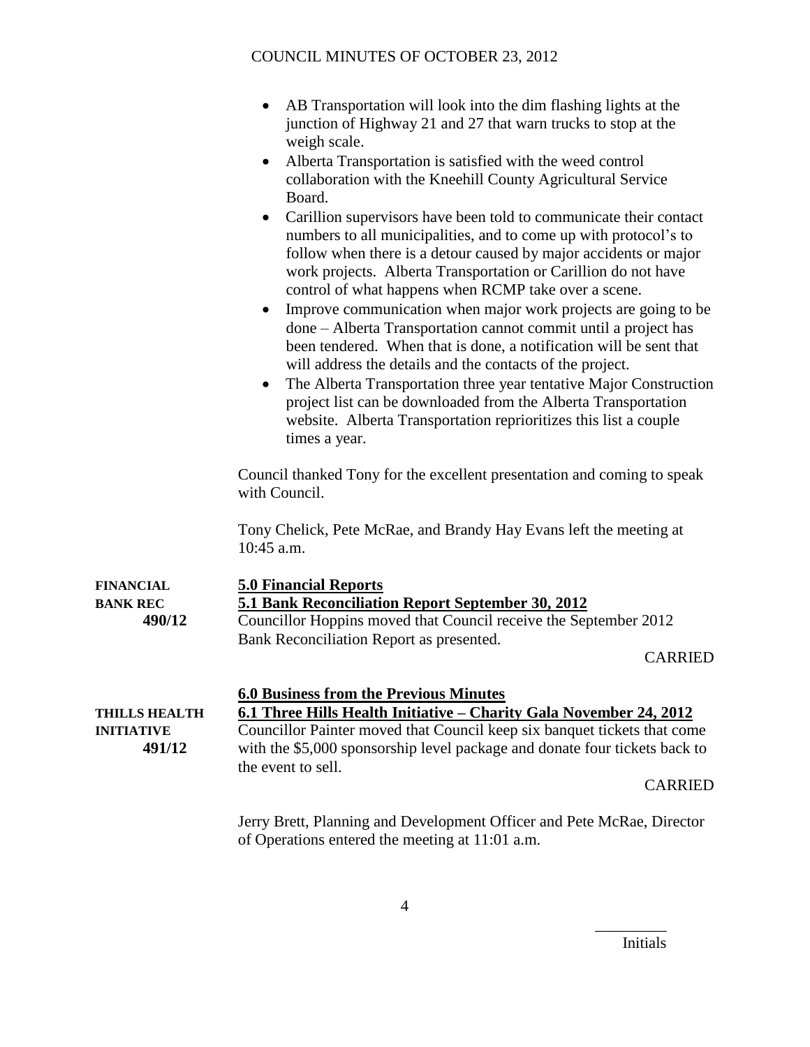- AB Transportation will look into the dim flashing lights at the junction of Highway 21 and 27 that warn trucks to stop at the weigh scale.
- Alberta Transportation is satisfied with the weed control collaboration with the Kneehill County Agricultural Service Board.
- Carillion supervisors have been told to communicate their contact numbers to all municipalities, and to come up with protocol's to follow when there is a detour caused by major accidents or major work projects. Alberta Transportation or Carillion do not have control of what happens when RCMP take over a scene.
- Improve communication when major work projects are going to be done – Alberta Transportation cannot commit until a project has been tendered. When that is done, a notification will be sent that will address the details and the contacts of the project.
- The Alberta Transportation three year tentative Major Construction project list can be downloaded from the Alberta Transportation website. Alberta Transportation reprioritizes this list a couple times a year.

Council thanked Tony for the excellent presentation and coming to speak with Council.

Tony Chelick, Pete McRae, and Brandy Hay Evans left the meeting at 10:45 a.m.

**FINANCIAL**

**5.0 Financial Reports**

**BANK REC**
**490/12**

**5.1 Bank Reconciliation Report September 30, 2012**

Councillor Hoppins moved that Council receive the September 2012 Bank Reconciliation Report as presented.

CARRIED

**6.0 Business from the Previous Minutes**

**THILLS HEALTH INITIATIVE**
**491/12**

**6.1 Three Hills Health Initiative – Charity Gala November 24, 2012**

Councillor Painter moved that Council keep six banquet tickets that come with the $5,000 sponsorship level package and donate four tickets back to the event to sell.

CARRIED

Jerry Brett, Planning and Development Officer and Pete McRae, Director of Operations entered the meeting at 11:01 a.m.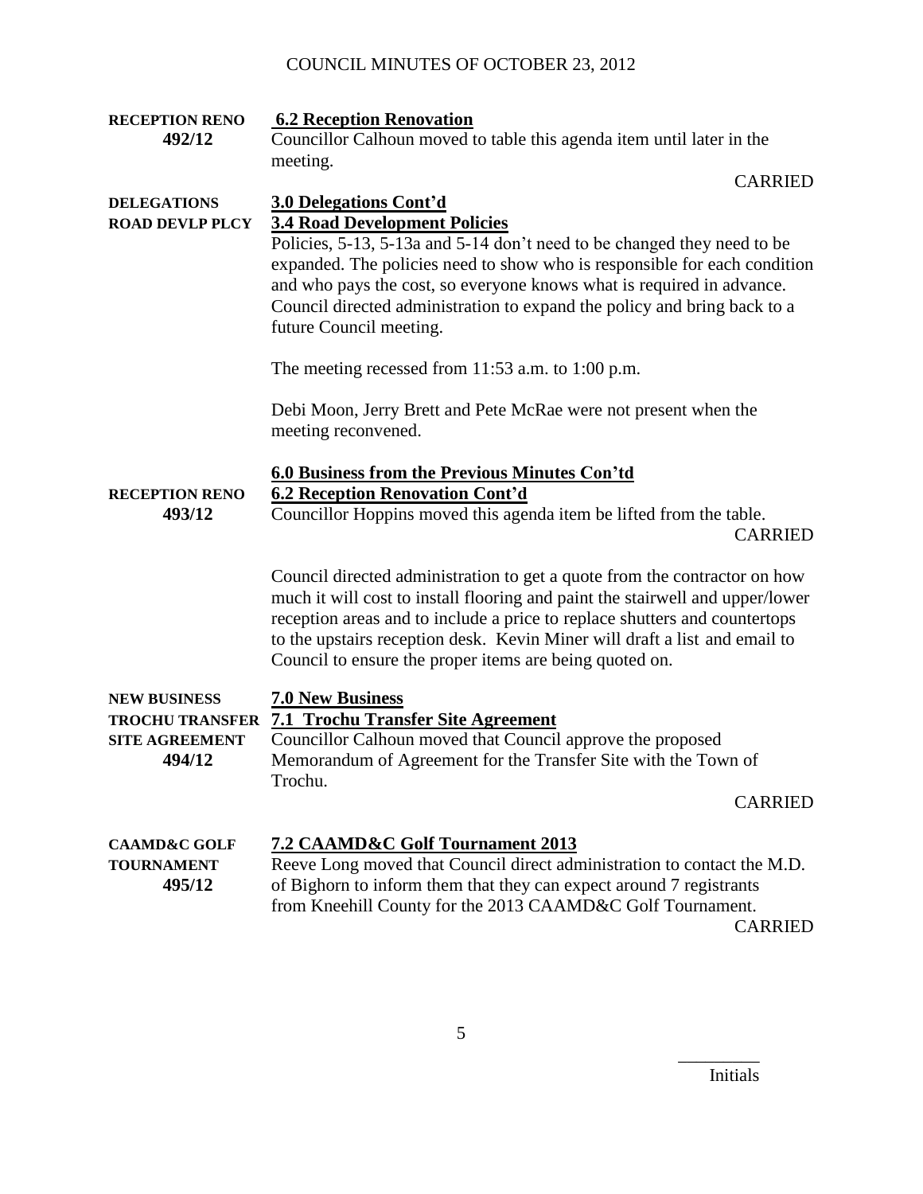**RECEPTION RENO 492/12**

**6.2 Reception Renovation**

Councillor Calhoun moved to table this agenda item until later in the meeting.

CARRIED

**DELEGATIONS**
**ROAD DEVLP PLCY**

**3.0 Delegations Cont'd**

**3.4 Road Development Policies**

Policies, 5-13, 5-13a and 5-14 don't need to be changed they need to be expanded. The policies need to show who is responsible for each condition and who pays the cost, so everyone knows what is required in advance. Council directed administration to expand the policy and bring back to a future Council meeting.

The meeting recessed from 11:53 a.m. to 1:00 p.m.

Debi Moon, Jerry Brett and Pete McRae were not present when the meeting reconvened.

**6.0 Business from the Previous Minutes Con'td**

**RECEPTION RENO 493/12**

**6.2 Reception Renovation Cont'd**

Councillor Hoppins moved this agenda item be lifted from the table.

CARRIED

Council directed administration to get a quote from the contractor on how much it will cost to install flooring and paint the stairwell and upper/lower reception areas and to include a price to replace shutters and countertops to the upstairs reception desk. Kevin Miner will draft a list and email to Council to ensure the proper items are being quoted on.

**NEW BUSINESS**
**TROCHU TRANSFER SITE AGREEMENT 494/12**

**7.0 New Business**

**7.1 Trochu Transfer Site Agreement**

Councillor Calhoun moved that Council approve the proposed Memorandum of Agreement for the Transfer Site with the Town of Trochu.

CARRIED

**CAAMD&C GOLF TOURNAMENT 495/12**

**7.2 CAAMD&C Golf Tournament 2013**

Reeve Long moved that Council direct administration to contact the M.D. of Bighorn to inform them that they can expect around 7 registrants from Kneehill County for the 2013 CAAMD&C Golf Tournament.

CARRIED

_________
Initials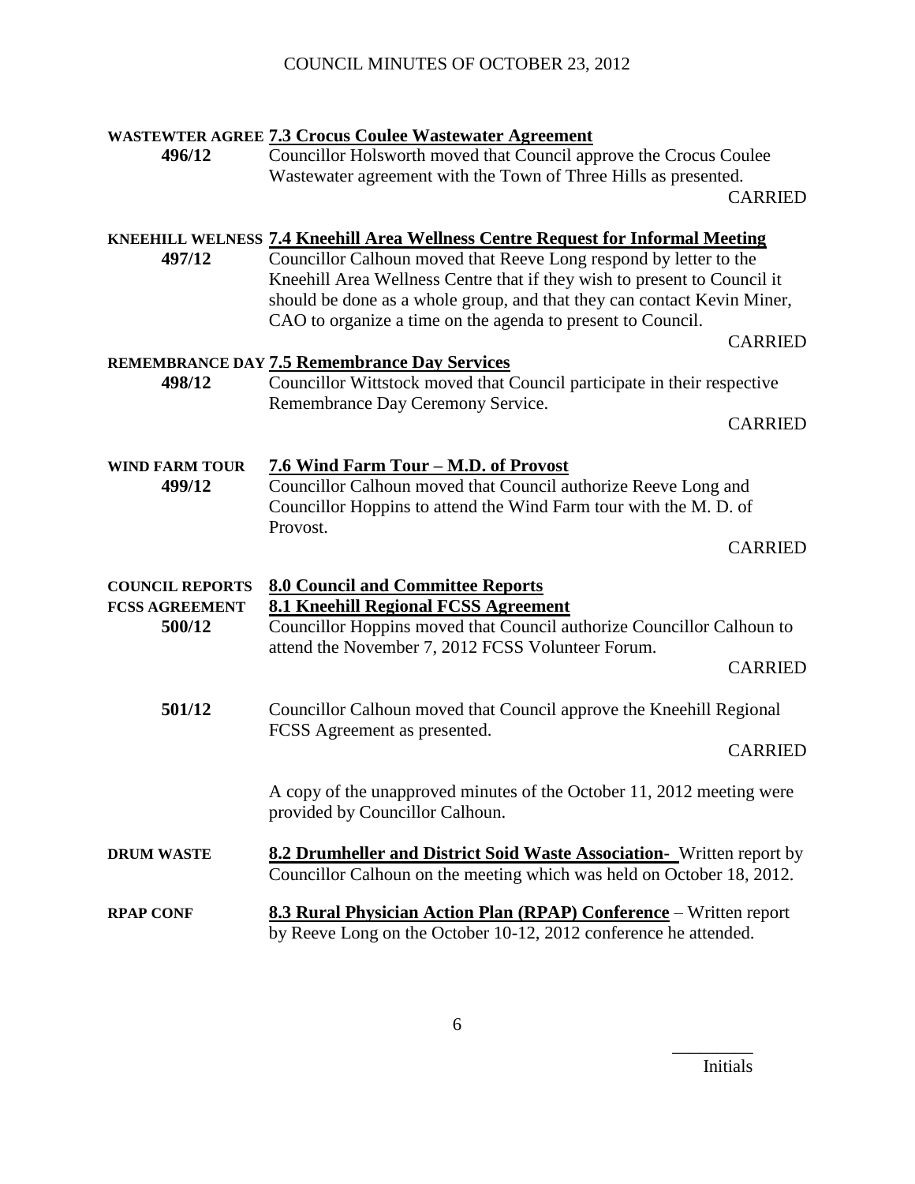**WASTEWTER AGREE** **7.3 Crocus Coulee Wastewater Agreement**

**496/12** Councillor Holsworth moved that Council approve the Crocus Coulee Wastewater agreement with the Town of Three Hills as presented.

CARRIED

**KNEEHILL WELNESS** **7.4 Kneehill Area Wellness Centre Request for Informal Meeting**

**497/12** Councillor Calhoun moved that Reeve Long respond by letter to the Kneehill Area Wellness Centre that if they wish to present to Council it should be done as a whole group, and that they can contact Kevin Miner, CAO to organize a time on the agenda to present to Council.

CARRIED

**REMEMBRANCE DAY** **7.5 Remembrance Day Services**

**498/12** Councillor Wittstock moved that Council participate in their respective Remembrance Day Ceremony Service.

CARRIED

**WIND FARM TOUR** **7.6 Wind Farm Tour – M.D. of Provost**

**499/12** Councillor Calhoun moved that Council authorize Reeve Long and Councillor Hoppins to attend the Wind Farm tour with the M. D. of Provost.

CARRIED

**COUNCIL REPORTS** **8.0 Council and Committee Reports**

**FCSS AGREEMENT** **8.1 Kneehill Regional FCSS Agreement**

**500/12** Councillor Hoppins moved that Council authorize Councillor Calhoun to attend the November 7, 2012 FCSS Volunteer Forum.

CARRIED

**501/12** Councillor Calhoun moved that Council approve the Kneehill Regional FCSS Agreement as presented.

CARRIED

A copy of the unapproved minutes of the October 11, 2012 meeting were provided by Councillor Calhoun.

**DRUM WASTE** **8.2 Drumheller and District Soid Waste Association-** Written report by Councillor Calhoun on the meeting which was held on October 18, 2012.

**RPAP CONF** **8.3 Rural Physician Action Plan (RPAP) Conference** – Written report by Reeve Long on the October 10-12, 2012 conference he attended.

_________
Initials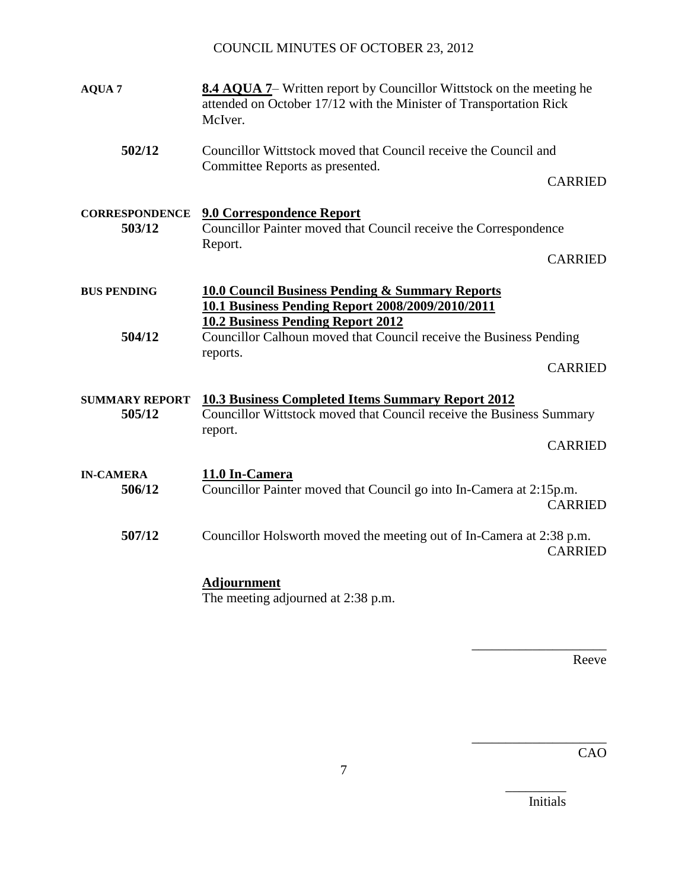**AQUA 7**

**8.4 AQUA 7**– Written report by Councillor Wittstock on the meeting he attended on October 17/12 with the Minister of Transportation Rick McIver.

**502/12**

Councillor Wittstock moved that Council receive the Council and Committee Reports as presented.

CARRIED

**CORRESPONDENCE**

**9.0 Correspondence Report**

**503/12**

Councillor Painter moved that Council receive the Correspondence Report.

CARRIED

**BUS PENDING**

**10.0 Council Business Pending & Summary Reports**
**10.1 Business Pending Report 2008/2009/2010/2011**
**10.2 Business Pending Report 2012**

**504/12**

Councillor Calhoun moved that Council receive the Business Pending reports.

CARRIED

**SUMMARY REPORT**

**10.3 Business Completed Items Summary Report 2012**

**505/12**

Councillor Wittstock moved that Council receive the Business Summary report.

CARRIED

**IN-CAMERA**

**11.0 In-Camera**

**506/12**

Councillor Painter moved that Council go into In-Camera at 2:15p.m.

CARRIED

**507/12**

Councillor Holsworth moved the meeting out of In-Camera at 2:38 p.m.

CARRIED

**Adjournment**

The meeting adjourned at 2:38 p.m.

\_\_\_\_\_\_\_\_\_\_\_\_\_\_\_\_\_\_\_\_
Reeve

\_\_\_\_\_\_\_\_\_\_\_\_\_\_\_\_\_\_\_\_
CAO

\_\_\_\_\_\_\_\_\_
Initials